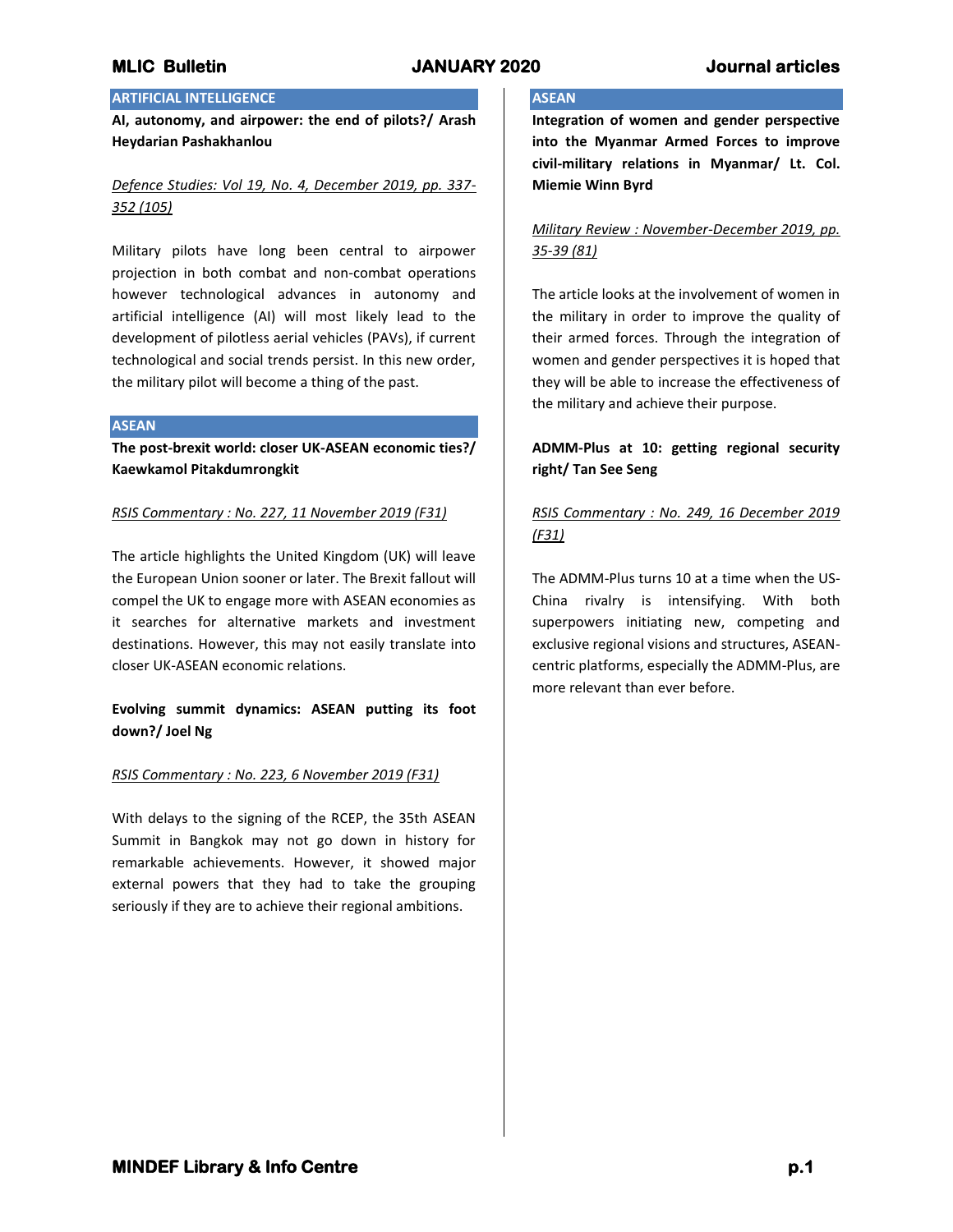## ARTIFICIAL INTELLIGENCE

**AI, autonomy, and airpower: the end of pilots?/ Arash Heydarian Pashakhanlou**

*Defence Studies: Vol 19, No. 4, December 2019, pp. 337-352 (105)*

Military pilots have long been central to airpower projection in both combat and non-combat operations however technological advances in autonomy and artificial intelligence (AI) will most likely lead to the development of pilotless aerial vehicles (PAVs), if current technological and social trends persist. In this new order, the military pilot will become a thing of the past.

## ASEAN

**The post-brexit world: closer UK-ASEAN economic ties?/ Kaewkamol Pitakdumrongkit**

*RSIS Commentary : No. 227, 11 November 2019 (F31)*

The article highlights the United Kingdom (UK) will leave the European Union sooner or later. The Brexit fallout will compel the UK to engage more with ASEAN economies as it searches for alternative markets and investment destinations. However, this may not easily translate into closer UK-ASEAN economic relations.

**Evolving summit dynamics: ASEAN putting its foot down?/ Joel Ng**

*RSIS Commentary : No. 223, 6 November 2019 (F31)*

With delays to the signing of the RCEP, the 35th ASEAN Summit in Bangkok may not go down in history for remarkable achievements. However, it showed major external powers that they had to take the grouping seriously if they are to achieve their regional ambitions.

## ASEAN

**Integration of women and gender perspective into the Myanmar Armed Forces to improve civil-military relations in Myanmar/ Lt. Col. Miemie Winn Byrd**

*Military Review : November-December 2019, pp. 35-39 (81)*

The article looks at the involvement of women in the military in order to improve the quality of their armed forces. Through the integration of women and gender perspectives it is hoped that they will be able to increase the effectiveness of the military and achieve their purpose.

**ADMM-Plus at 10: getting regional security right/ Tan See Seng**

*RSIS Commentary : No. 249, 16 December 2019 (F31)*

The ADMM-Plus turns 10 at a time when the US-China rivalry is intensifying. With both superpowers initiating new, competing and exclusive regional visions and structures, ASEAN-centric platforms, especially the ADMM-Plus, are more relevant than ever before.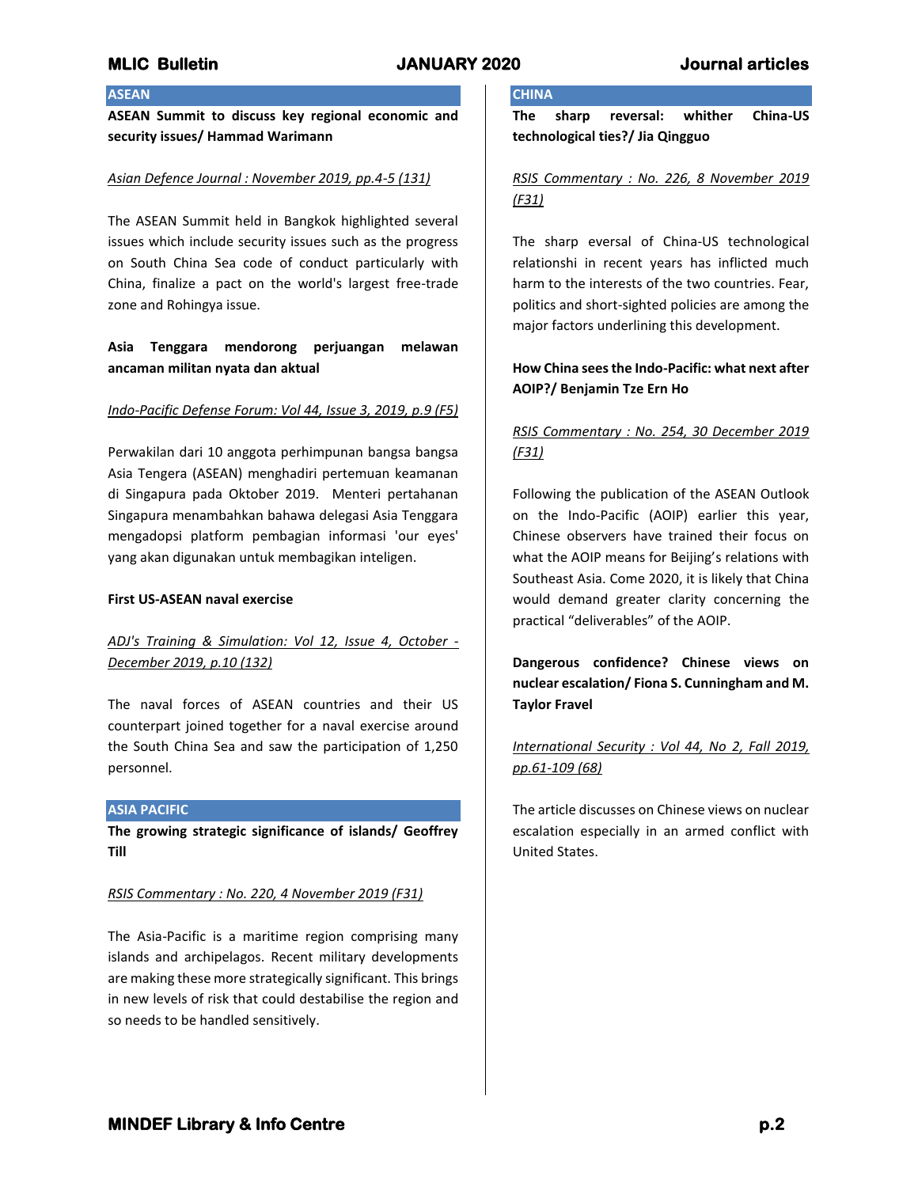## ASEAN

**ASEAN Summit to discuss key regional economic and security issues/ Hammad Warimann**

Asian Defence Journal : November 2019, pp.4-5 (131)

The ASEAN Summit held in Bangkok highlighted several issues which include security issues such as the progress on South China Sea code of conduct particularly with China, finalize a pact on the world's largest free-trade zone and Rohingya issue.

**Asia Tenggara mendorong perjuangan melawan ancaman militan nyata dan aktual**

Indo-Pacific Defense Forum: Vol 44, Issue 3, 2019, p.9 (F5)

Perwakilan dari 10 anggota perhimpunan bangsa bangsa Asia Tengera (ASEAN) menghadiri pertemuan keamanan di Singapura pada Oktober 2019. Menteri pertahanan Singapura menambahkan bahawa delegasi Asia Tenggara mengadopsi platform pembagian informasi 'our eyes' yang akan digunakan untuk membagikan inteligen.

**First US-ASEAN naval exercise**

ADJ's Training & Simulation: Vol 12, Issue 4, October - December 2019, p.10 (132)

The naval forces of ASEAN countries and their US counterpart joined together for a naval exercise around the South China Sea and saw the participation of 1,250 personnel.

## ASIA PACIFIC

**The growing strategic significance of islands/ Geoffrey Till**

RSIS Commentary : No. 220, 4 November 2019 (F31)

The Asia-Pacific is a maritime region comprising many islands and archipelagos. Recent military developments are making these more strategically significant. This brings in new levels of risk that could destabilise the region and so needs to be handled sensitively.

## CHINA

**The sharp reversal: whither China-US technological ties?/ Jia Qingguo**

RSIS Commentary : No. 226, 8 November 2019 (F31)

The sharp eversal of China-US technological relationshi in recent years has inflicted much harm to the interests of the two countries. Fear, politics and short-sighted policies are among the major factors underlining this development.

**How China sees the Indo-Pacific: what next after AOIP?/ Benjamin Tze Ern Ho**

RSIS Commentary : No. 254, 30 December 2019 (F31)

Following the publication of the ASEAN Outlook on the Indo-Pacific (AOIP) earlier this year, Chinese observers have trained their focus on what the AOIP means for Beijing's relations with Southeast Asia. Come 2020, it is likely that China would demand greater clarity concerning the practical "deliverables" of the AOIP.

**Dangerous confidence? Chinese views on nuclear escalation/ Fiona S. Cunningham and M. Taylor Fravel**

International Security : Vol 44, No 2, Fall 2019, pp.61-109 (68)

The article discusses on Chinese views on nuclear escalation especially in an armed conflict with United States.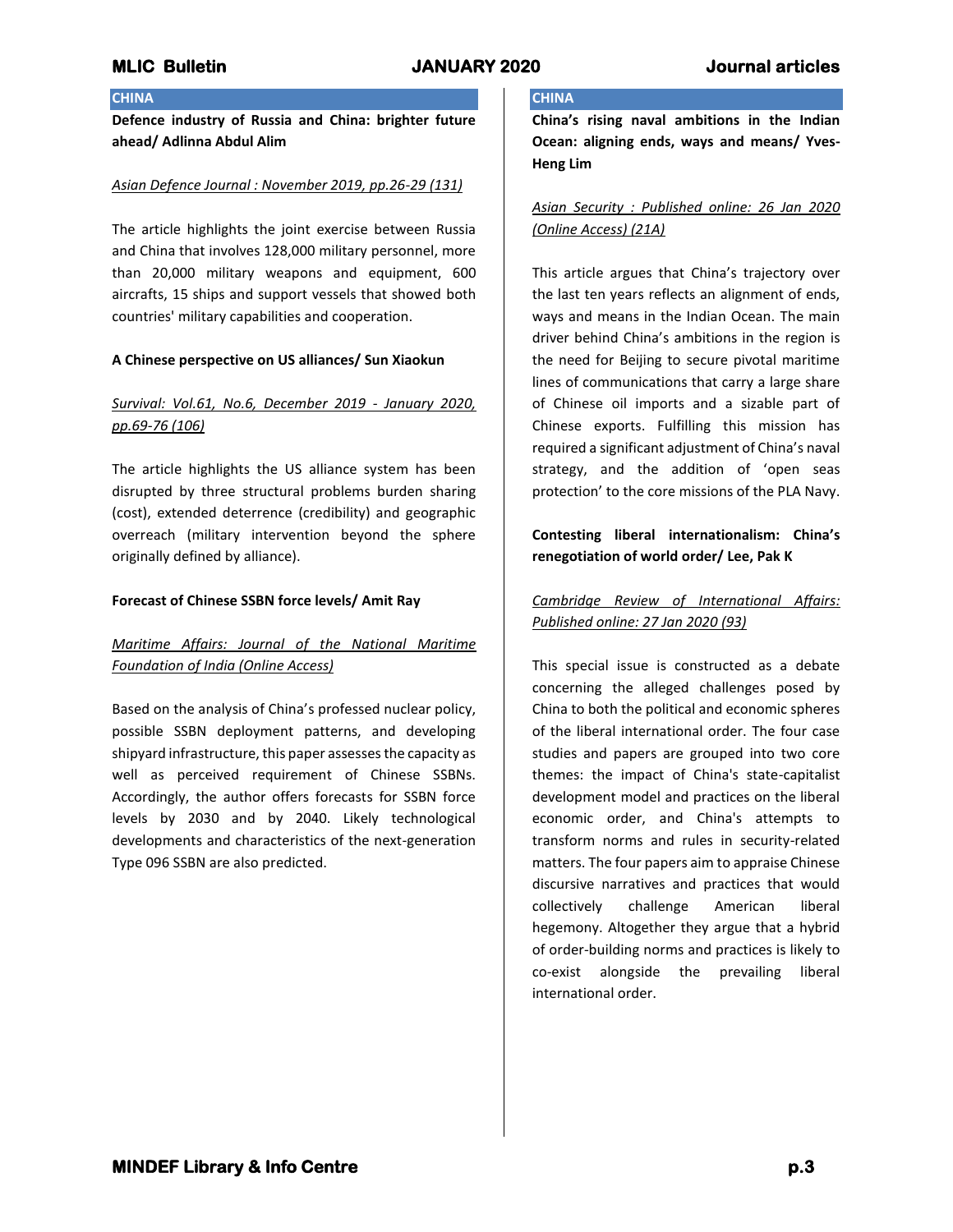## CHINA

**Defence industry of Russia and China: brighter future ahead/ Adlinna Abdul Alim**

*Asian Defence Journal : November 2019, pp.26-29 (131)*

The article highlights the joint exercise between Russia and China that involves 128,000 military personnel, more than 20,000 military weapons and equipment, 600 aircrafts, 15 ships and support vessels that showed both countries' military capabilities and cooperation.

**A Chinese perspective on US alliances/ Sun Xiaokun**

*Survival: Vol.61, No.6, December 2019 - January 2020, pp.69-76 (106)*

The article highlights the US alliance system has been disrupted by three structural problems burden sharing (cost), extended deterrence (credibility) and geographic overreach (military intervention beyond the sphere originally defined by alliance).

**Forecast of Chinese SSBN force levels/ Amit Ray**

*Maritime Affairs: Journal of the National Maritime Foundation of India (Online Access)*

Based on the analysis of China's professed nuclear policy, possible SSBN deployment patterns, and developing shipyard infrastructure, this paper assesses the capacity as well as perceived requirement of Chinese SSBNs. Accordingly, the author offers forecasts for SSBN force levels by 2030 and by 2040. Likely technological developments and characteristics of the next-generation Type 096 SSBN are also predicted.

## CHINA

**China's rising naval ambitions in the Indian Ocean: aligning ends, ways and means/ Yves-Heng Lim**

*Asian Security : Published online: 26 Jan 2020 (Online Access) (21A)*

This article argues that China's trajectory over the last ten years reflects an alignment of ends, ways and means in the Indian Ocean. The main driver behind China's ambitions in the region is the need for Beijing to secure pivotal maritime lines of communications that carry a large share of Chinese oil imports and a sizable part of Chinese exports. Fulfilling this mission has required a significant adjustment of China's naval strategy, and the addition of 'open seas protection' to the core missions of the PLA Navy.

**Contesting liberal internationalism: China's renegotiation of world order/ Lee, Pak K**

*Cambridge Review of International Affairs: Published online: 27 Jan 2020 (93)*

This special issue is constructed as a debate concerning the alleged challenges posed by China to both the political and economic spheres of the liberal international order. The four case studies and papers are grouped into two core themes: the impact of China's state-capitalist development model and practices on the liberal economic order, and China's attempts to transform norms and rules in security-related matters. The four papers aim to appraise Chinese discursive narratives and practices that would collectively challenge American liberal hegemony. Altogether they argue that a hybrid of order-building norms and practices is likely to co-exist alongside the prevailing liberal international order.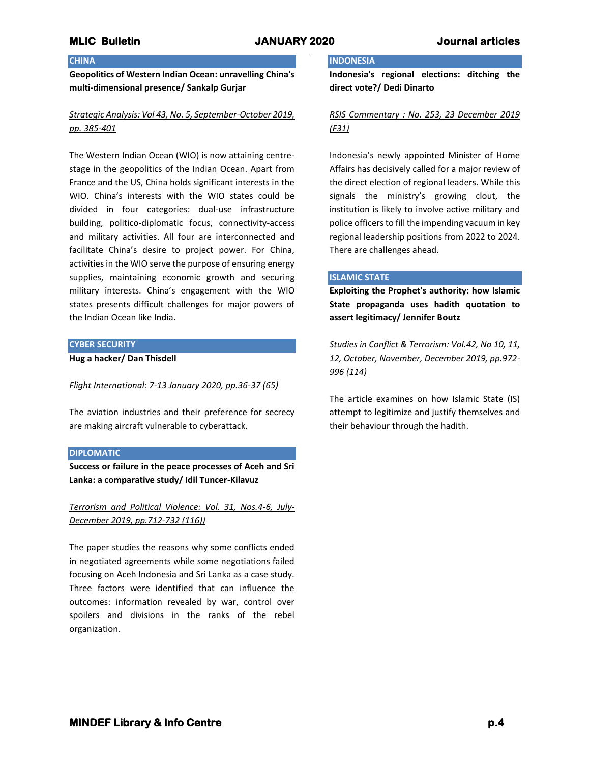## CHINA

**Geopolitics of Western Indian Ocean: unravelling China's multi-dimensional presence/ Sankalp Gurjar**

*Strategic Analysis: Vol 43, No. 5, September-October 2019, pp. 385-401*

The Western Indian Ocean (WIO) is now attaining centre-stage in the geopolitics of the Indian Ocean. Apart from France and the US, China holds significant interests in the WIO. China's interests with the WIO states could be divided in four categories: dual-use infrastructure building, politico-diplomatic focus, connectivity-access and military activities. All four are interconnected and facilitate China's desire to project power. For China, activities in the WIO serve the purpose of ensuring energy supplies, maintaining economic growth and securing military interests. China's engagement with the WIO states presents difficult challenges for major powers of the Indian Ocean like India.

## CYBER SECURITY

**Hug a hacker/ Dan Thisdell**

*Flight International: 7-13 January 2020, pp.36-37 (65)*

The aviation industries and their preference for secrecy are making aircraft vulnerable to cyberattack.

## DIPLOMATIC

**Success or failure in the peace processes of Aceh and Sri Lanka: a comparative study/ Idil Tuncer-Kilavuz**

*Terrorism and Political Violence: Vol. 31, Nos.4-6, July-December 2019, pp.712-732 (116))*

The paper studies the reasons why some conflicts ended in negotiated agreements while some negotiations failed focusing on Aceh Indonesia and Sri Lanka as a case study. Three factors were identified that can influence the outcomes: information revealed by war, control over spoilers and divisions in the ranks of the rebel organization.

## INDONESIA

**Indonesia's regional elections: ditching the direct vote?/ Dedi Dinarto**

*RSIS Commentary : No. 253, 23 December 2019 (F31)*

Indonesia's newly appointed Minister of Home Affairs has decisively called for a major review of the direct election of regional leaders. While this signals the ministry's growing clout, the institution is likely to involve active military and police officers to fill the impending vacuum in key regional leadership positions from 2022 to 2024. There are challenges ahead.

## ISLAMIC STATE

**Exploiting the Prophet's authority: how Islamic State propaganda uses hadith quotation to assert legitimacy/ Jennifer Boutz**

*Studies in Conflict & Terrorism: Vol.42, No 10, 11, 12, October, November, December 2019, pp.972-996 (114)*

The article examines on how Islamic State (IS) attempt to legitimize and justify themselves and their behaviour through the hadith.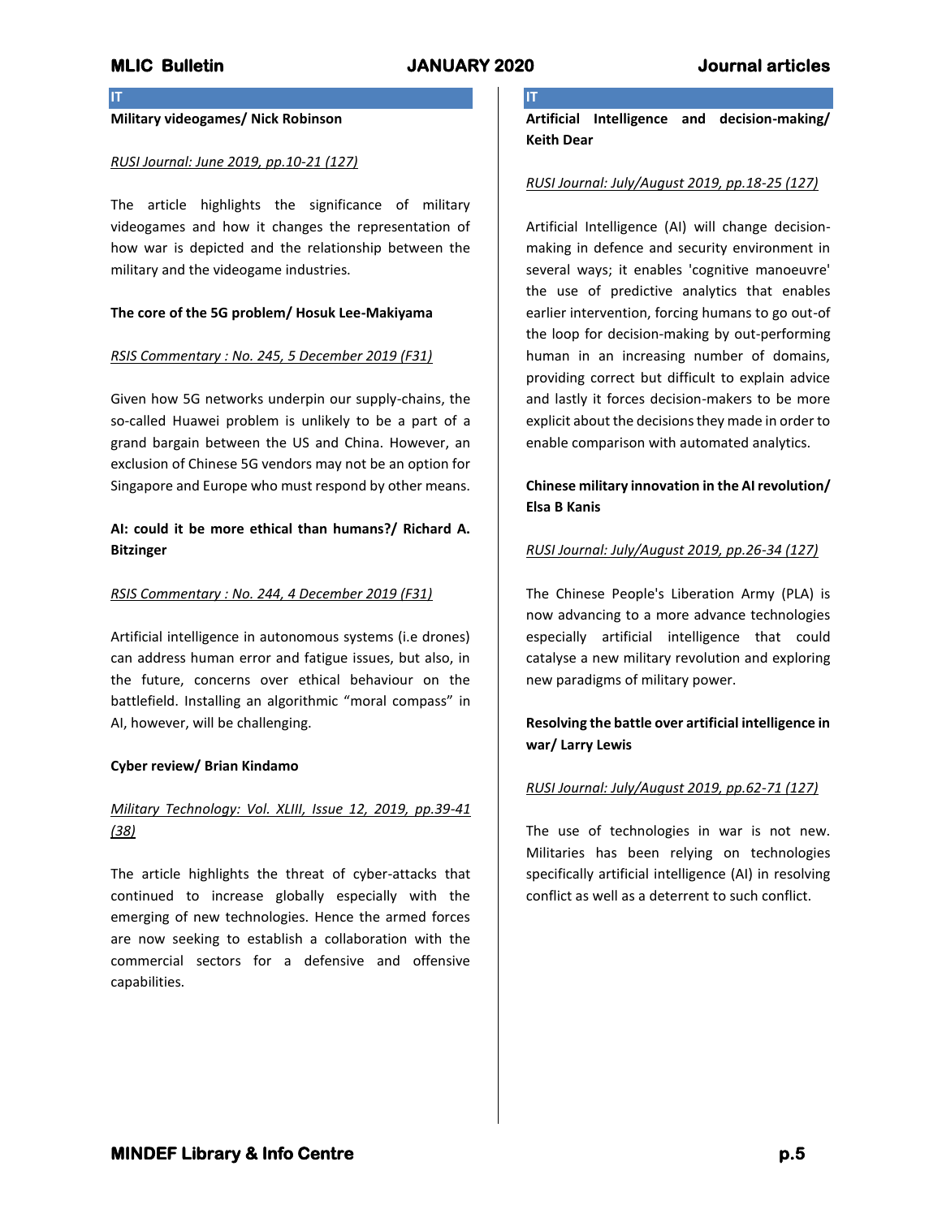## IT

**Military videogames/ Nick Robinson**

*RUSI Journal: June 2019, pp.10-21 (127)*

The article highlights the significance of military videogames and how it changes the representation of how war is depicted and the relationship between the military and the videogame industries.

**The core of the 5G problem/ Hosuk Lee-Makiyama**

*RSIS Commentary : No. 245, 5 December 2019 (F31)*

Given how 5G networks underpin our supply-chains, the so-called Huawei problem is unlikely to be a part of a grand bargain between the US and China. However, an exclusion of Chinese 5G vendors may not be an option for Singapore and Europe who must respond by other means.

**AI: could it be more ethical than humans?/ Richard A. Bitzinger**

*RSIS Commentary : No. 244, 4 December 2019 (F31)*

Artificial intelligence in autonomous systems (i.e drones) can address human error and fatigue issues, but also, in the future, concerns over ethical behaviour on the battlefield. Installing an algorithmic "moral compass" in AI, however, will be challenging.

**Cyber review/ Brian Kindamo**

*Military Technology: Vol. XLIII, Issue 12, 2019, pp.39-41 (38)*

The article highlights the threat of cyber-attacks that continued to increase globally especially with the emerging of new technologies. Hence the armed forces are now seeking to establish a collaboration with the commercial sectors for a defensive and offensive capabilities.

## IT

**Artificial Intelligence and decision-making/ Keith Dear**

*RUSI Journal: July/August 2019, pp.18-25 (127)*

Artificial Intelligence (AI) will change decision-making in defence and security environment in several ways; it enables 'cognitive manoeuvre' the use of predictive analytics that enables earlier intervention, forcing humans to go out-of the loop for decision-making by out-performing human in an increasing number of domains, providing correct but difficult to explain advice and lastly it forces decision-makers to be more explicit about the decisions they made in order to enable comparison with automated analytics.

**Chinese military innovation in the AI revolution/ Elsa B Kanis**

*RUSI Journal: July/August 2019, pp.26-34 (127)*

The Chinese People's Liberation Army (PLA) is now advancing to a more advance technologies especially artificial intelligence that could catalyse a new military revolution and exploring new paradigms of military power.

**Resolving the battle over artificial intelligence in war/ Larry Lewis**

*RUSI Journal: July/August 2019, pp.62-71 (127)*

The use of technologies in war is not new. Militaries has been relying on technologies specifically artificial intelligence (AI) in resolving conflict as well as a deterrent to such conflict.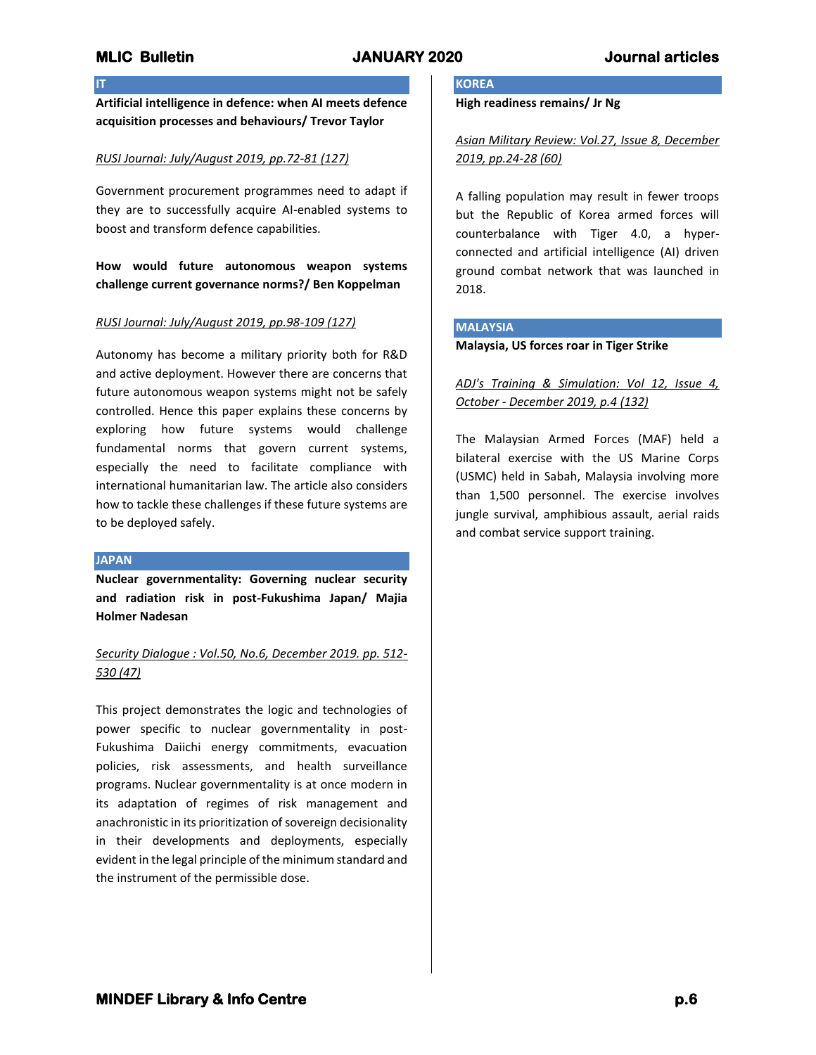## IT

**Artificial intelligence in defence: when AI meets defence acquisition processes and behaviours/ Trevor Taylor**

*RUSI Journal: July/August 2019, pp.72-81 (127)*

Government procurement programmes need to adapt if they are to successfully acquire AI-enabled systems to boost and transform defence capabilities.

**How would future autonomous weapon systems challenge current governance norms?/ Ben Koppelman**

*RUSI Journal: July/August 2019, pp.98-109 (127)*

Autonomy has become a military priority both for R&D and active deployment. However there are concerns that future autonomous weapon systems might not be safely controlled. Hence this paper explains these concerns by exploring how future systems would challenge fundamental norms that govern current systems, especially the need to facilitate compliance with international humanitarian law. The article also considers how to tackle these challenges if these future systems are to be deployed safely.

## JAPAN

**Nuclear governmentality: Governing nuclear security and radiation risk in post-Fukushima Japan/ Majia Holmer Nadesan**

*Security Dialogue : Vol.50, No.6, December 2019. pp. 512-530 (47)*

This project demonstrates the logic and technologies of power specific to nuclear governmentality in post-Fukushima Daiichi energy commitments, evacuation policies, risk assessments, and health surveillance programs. Nuclear governmentality is at once modern in its adaptation of regimes of risk management and anachronistic in its prioritization of sovereign decisionality in their developments and deployments, especially evident in the legal principle of the minimum standard and the instrument of the permissible dose.

## KOREA

**High readiness remains/ Jr Ng**

*Asian Military Review: Vol.27, Issue 8, December 2019, pp.24-28 (60)*

A falling population may result in fewer troops but the Republic of Korea armed forces will counterbalance with Tiger 4.0, a hyper-connected and artificial intelligence (AI) driven ground combat network that was launched in 2018.

## MALAYSIA

**Malaysia, US forces roar in Tiger Strike**

*ADJ's Training & Simulation: Vol 12, Issue 4, October - December 2019, p.4 (132)*

The Malaysian Armed Forces (MAF) held a bilateral exercise with the US Marine Corps (USMC) held in Sabah, Malaysia involving more than 1,500 personnel. The exercise involves jungle survival, amphibious assault, aerial raids and combat service support training.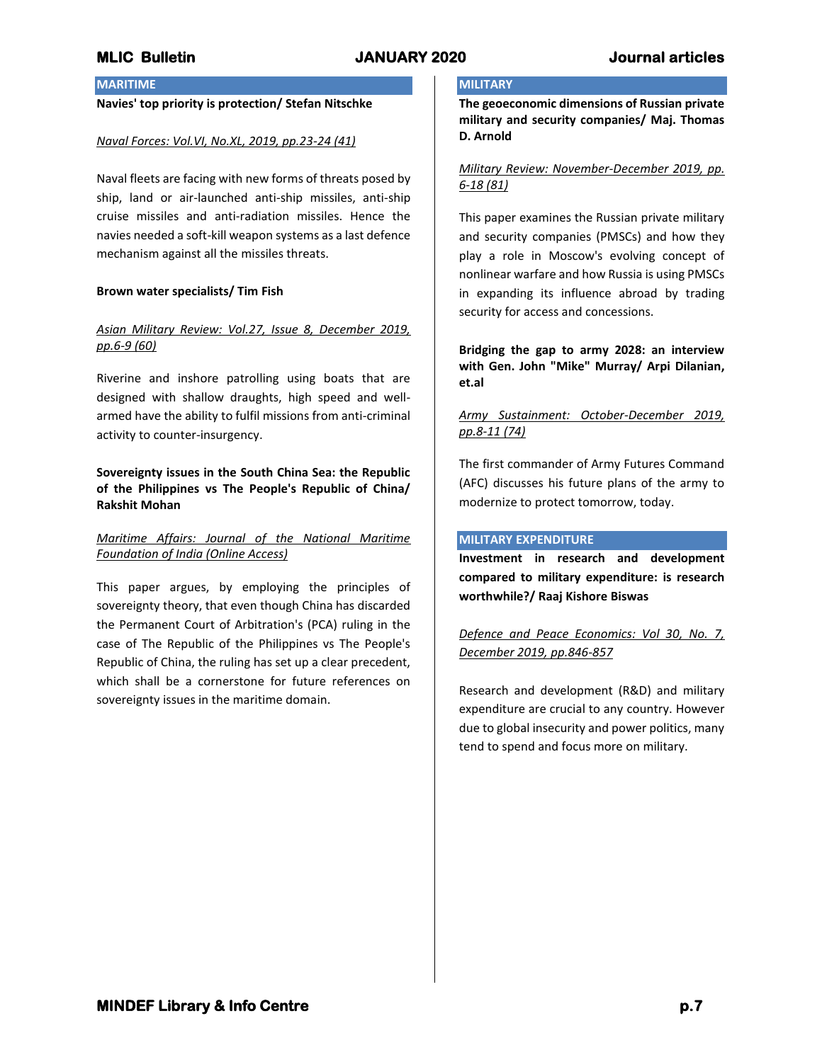## MARITIME

**Navies' top priority is protection/ Stefan Nitschke**

*Naval Forces: Vol.VI, No.XL, 2019, pp.23-24 (41)*

Naval fleets are facing with new forms of threats posed by ship, land or air-launched anti-ship missiles, anti-ship cruise missiles and anti-radiation missiles. Hence the navies needed a soft-kill weapon systems as a last defence mechanism against all the missiles threats.

**Brown water specialists/ Tim Fish**

*Asian Military Review: Vol.27, Issue 8, December 2019, pp.6-9 (60)*

Riverine and inshore patrolling using boats that are designed with shallow draughts, high speed and well-armed have the ability to fulfil missions from anti-criminal activity to counter-insurgency.

**Sovereignty issues in the South China Sea: the Republic of the Philippines vs The People's Republic of China/ Rakshit Mohan**

*Maritime Affairs: Journal of the National Maritime Foundation of India (Online Access)*

This paper argues, by employing the principles of sovereignty theory, that even though China has discarded the Permanent Court of Arbitration's (PCA) ruling in the case of The Republic of the Philippines vs The People's Republic of China, the ruling has set up a clear precedent, which shall be a cornerstone for future references on sovereignty issues in the maritime domain.

## MILITARY

**The geoeconomic dimensions of Russian private military and security companies/ Maj. Thomas D. Arnold**

*Military Review: November-December 2019, pp. 6-18 (81)*

This paper examines the Russian private military and security companies (PMSCs) and how they play a role in Moscow's evolving concept of nonlinear warfare and how Russia is using PMSCs in expanding its influence abroad by trading security for access and concessions.

**Bridging the gap to army 2028: an interview with Gen. John "Mike" Murray/ Arpi Dilanian, et.al**

*Army Sustainment: October-December 2019, pp.8-11 (74)*

The first commander of Army Futures Command (AFC) discusses his future plans of the army to modernize to protect tomorrow, today.

## MILITARY EXPENDITURE

**Investment in research and development compared to military expenditure: is research worthwhile?/ Raaj Kishore Biswas**

*Defence and Peace Economics: Vol 30, No. 7, December 2019, pp.846-857*

Research and development (R&D) and military expenditure are crucial to any country. However due to global insecurity and power politics, many tend to spend and focus more on military.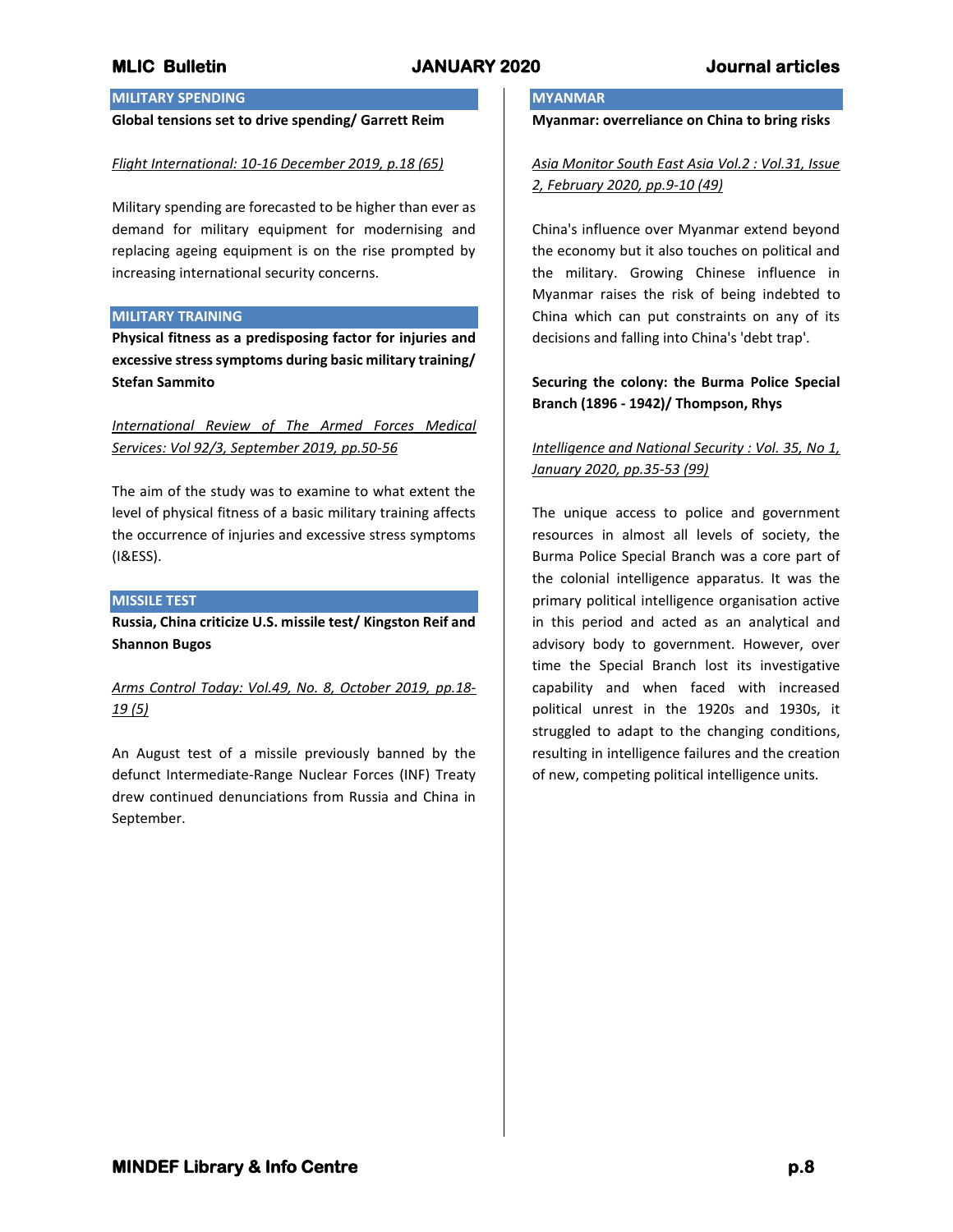## MILITARY SPENDING

**Global tensions set to drive spending/ Garrett Reim**

*Flight International: 10-16 December 2019, p.18 (65)*

Military spending are forecasted to be higher than ever as demand for military equipment for modernising and replacing ageing equipment is on the rise prompted by increasing international security concerns.

## MILITARY TRAINING

**Physical fitness as a predisposing factor for injuries and excessive stress symptoms during basic military training/ Stefan Sammito**

*International Review of The Armed Forces Medical Services: Vol 92/3, September 2019, pp.50-56*

The aim of the study was to examine to what extent the level of physical fitness of a basic military training affects the occurrence of injuries and excessive stress symptoms (I&ESS).

## MISSILE TEST

**Russia, China criticize U.S. missile test/ Kingston Reif and Shannon Bugos**

*Arms Control Today: Vol.49, No. 8, October 2019, pp.18-19 (5)*

An August test of a missile previously banned by the defunct Intermediate-Range Nuclear Forces (INF) Treaty drew continued denunciations from Russia and China in September.

## MYANMAR

**Myanmar: overreliance on China to bring risks**

*Asia Monitor South East Asia Vol.2 : Vol.31, Issue 2, February 2020, pp.9-10 (49)*

China's influence over Myanmar extend beyond the economy but it also touches on political and the military. Growing Chinese influence in Myanmar raises the risk of being indebted to China which can put constraints on any of its decisions and falling into China's 'debt trap'.

**Securing the colony: the Burma Police Special Branch (1896 - 1942)/ Thompson, Rhys**

*Intelligence and National Security : Vol. 35, No 1, January 2020, pp.35-53 (99)*

The unique access to police and government resources in almost all levels of society, the Burma Police Special Branch was a core part of the colonial intelligence apparatus. It was the primary political intelligence organisation active in this period and acted as an analytical and advisory body to government. However, over time the Special Branch lost its investigative capability and when faced with increased political unrest in the 1920s and 1930s, it struggled to adapt to the changing conditions, resulting in intelligence failures and the creation of new, competing political intelligence units.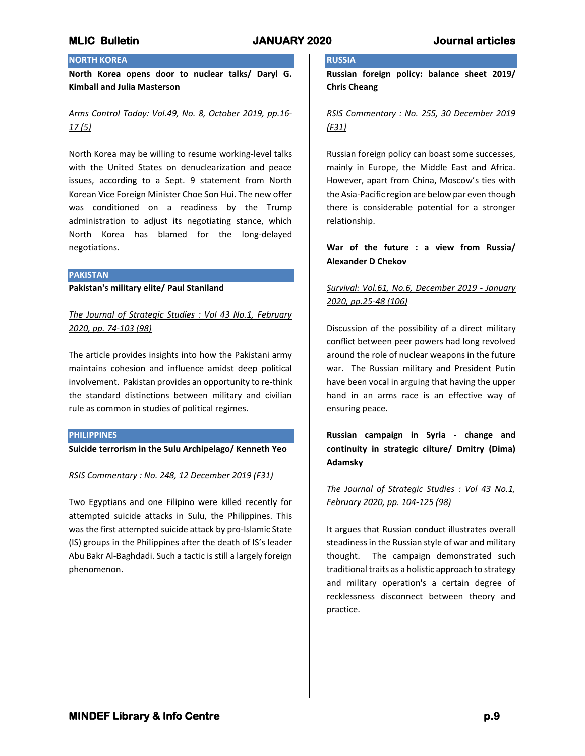## NORTH KOREA

**North Korea opens door to nuclear talks/ Daryl G. Kimball and Julia Masterson**

*Arms Control Today: Vol.49, No. 8, October 2019, pp.16-17 (5)*

North Korea may be willing to resume working-level talks with the United States on denuclearization and peace issues, according to a Sept. 9 statement from North Korean Vice Foreign Minister Choe Son Hui. The new offer was conditioned on a readiness by the Trump administration to adjust its negotiating stance, which North Korea has blamed for the long-delayed negotiations.

## PAKISTAN

**Pakistan's military elite/ Paul Staniland**

*The Journal of Strategic Studies : Vol 43 No.1, February 2020, pp. 74-103 (98)*

The article provides insights into how the Pakistani army maintains cohesion and influence amidst deep political involvement. Pakistan provides an opportunity to re-think the standard distinctions between military and civilian rule as common in studies of political regimes.

## PHILIPPINES

**Suicide terrorism in the Sulu Archipelago/ Kenneth Yeo**

*RSIS Commentary : No. 248, 12 December 2019 (F31)*

Two Egyptians and one Filipino were killed recently for attempted suicide attacks in Sulu, the Philippines. This was the first attempted suicide attack by pro-Islamic State (IS) groups in the Philippines after the death of IS's leader Abu Bakr Al-Baghdadi. Such a tactic is still a largely foreign phenomenon.

## RUSSIA

**Russian foreign policy: balance sheet 2019/ Chris Cheang**

*RSIS Commentary : No. 255, 30 December 2019 (F31)*

Russian foreign policy can boast some successes, mainly in Europe, the Middle East and Africa. However, apart from China, Moscow's ties with the Asia-Pacific region are below par even though there is considerable potential for a stronger relationship.

**War of the future : a view from Russia/ Alexander D Chekov**

*Survival: Vol.61, No.6, December 2019 - January 2020, pp.25-48 (106)*

Discussion of the possibility of a direct military conflict between peer powers had long revolved around the role of nuclear weapons in the future war. The Russian military and President Putin have been vocal in arguing that having the upper hand in an arms race is an effective way of ensuring peace.

**Russian campaign in Syria - change and continuity in strategic cilture/ Dmitry (Dima) Adamsky**

*The Journal of Strategic Studies : Vol 43 No.1, February 2020, pp. 104-125 (98)*

It argues that Russian conduct illustrates overall steadiness in the Russian style of war and military thought. The campaign demonstrated such traditional traits as a holistic approach to strategy and military operation's a certain degree of recklessness disconnect between theory and practice.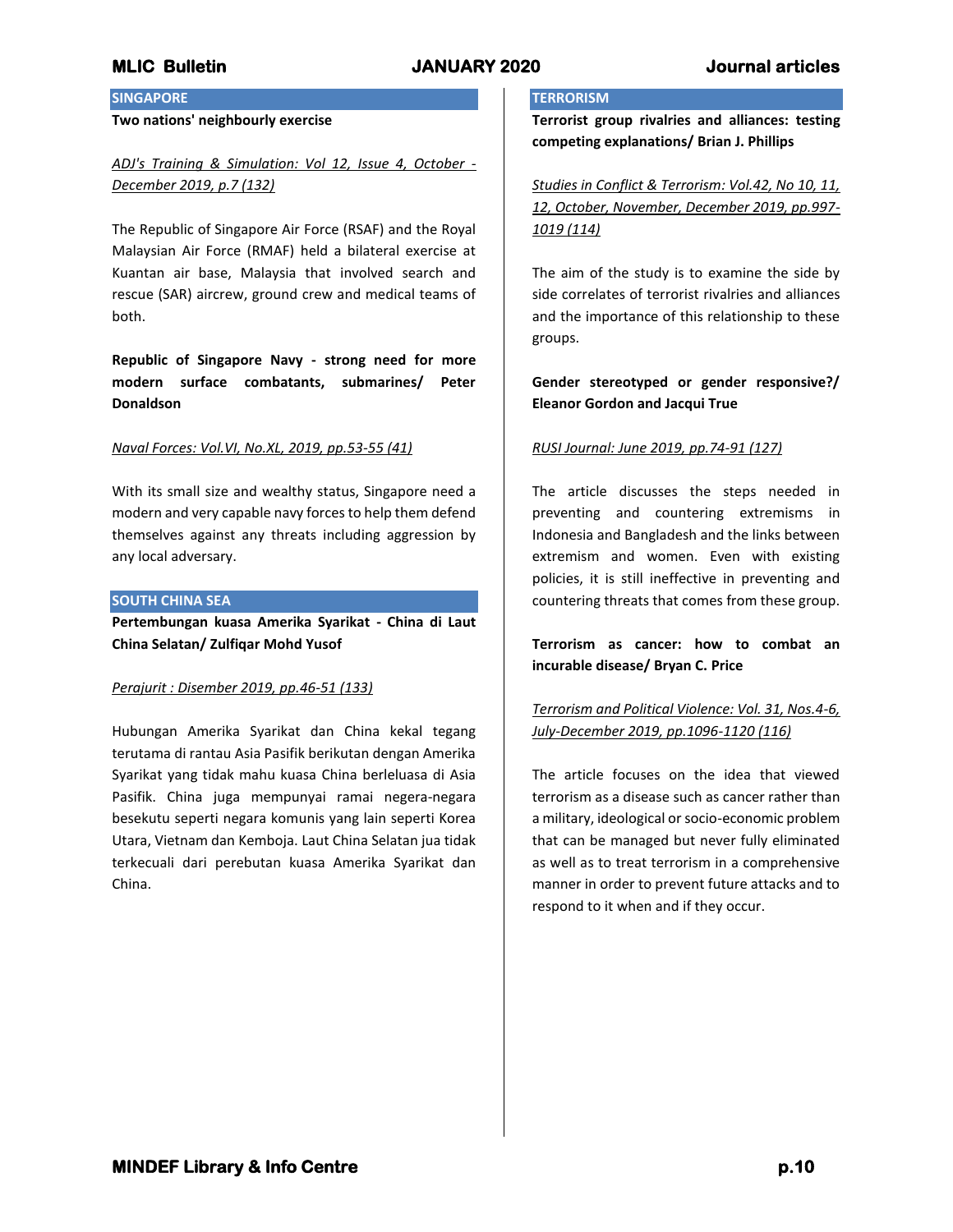## SINGAPORE

**Two nations' neighbourly exercise**

*ADJ's Training & Simulation: Vol 12, Issue 4, October - December 2019, p.7 (132)*

The Republic of Singapore Air Force (RSAF) and the Royal Malaysian Air Force (RMAF) held a bilateral exercise at Kuantan air base, Malaysia that involved search and rescue (SAR) aircrew, ground crew and medical teams of both.

**Republic of Singapore Navy - strong need for more modern surface combatants, submarines/ Peter Donaldson**

*Naval Forces: Vol.VI, No.XL, 2019, pp.53-55 (41)*

With its small size and wealthy status, Singapore need a modern and very capable navy forces to help them defend themselves against any threats including aggression by any local adversary.

## SOUTH CHINA SEA

**Pertembungan kuasa Amerika Syarikat - China di Laut China Selatan/ Zulfiqar Mohd Yusof**

*Perajurit : Disember 2019, pp.46-51 (133)*

Hubungan Amerika Syarikat dan China kekal tegang terutama di rantau Asia Pasifik berikutan dengan Amerika Syarikat yang tidak mahu kuasa China berleluasa di Asia Pasifik. China juga mempunyai ramai negera-negara besekutu seperti negara komunis yang lain seperti Korea Utara, Vietnam dan Kemboja. Laut China Selatan jua tidak terkecuali dari perebutan kuasa Amerika Syarikat dan China.

## TERRORISM

**Terrorist group rivalries and alliances: testing competing explanations/ Brian J. Phillips**

*Studies in Conflict & Terrorism: Vol.42, No 10, 11, 12, October, November, December 2019, pp.997-1019 (114)*

The aim of the study is to examine the side by side correlates of terrorist rivalries and alliances and the importance of this relationship to these groups.

**Gender stereotyped or gender responsive?/ Eleanor Gordon and Jacqui True**

*RUSI Journal: June 2019, pp.74-91 (127)*

The article discusses the steps needed in preventing and countering extremisms in Indonesia and Bangladesh and the links between extremism and women. Even with existing policies, it is still ineffective in preventing and countering threats that comes from these group.

**Terrorism as cancer: how to combat an incurable disease/ Bryan C. Price**

*Terrorism and Political Violence: Vol. 31, Nos.4-6, July-December 2019, pp.1096-1120 (116)*

The article focuses on the idea that viewed terrorism as a disease such as cancer rather than a military, ideological or socio-economic problem that can be managed but never fully eliminated as well as to treat terrorism in a comprehensive manner in order to prevent future attacks and to respond to it when and if they occur.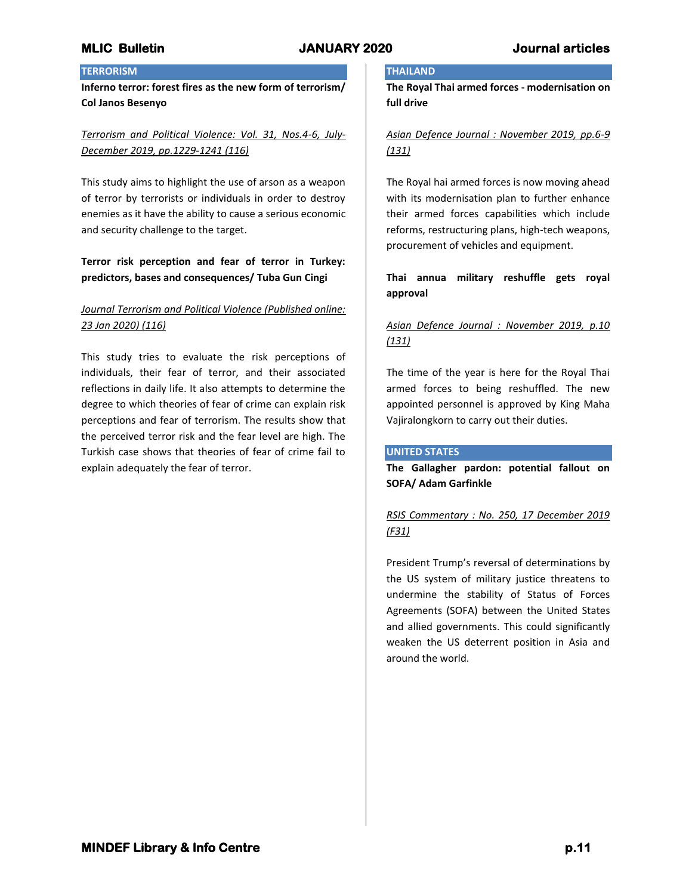## TERRORISM

**Inferno terror: forest fires as the new form of terrorism/ Col Janos Besenyo**

*Terrorism and Political Violence: Vol. 31, Nos.4-6, July-December 2019, pp.1229-1241 (116)*

This study aims to highlight the use of arson as a weapon of terror by terrorists or individuals in order to destroy enemies as it have the ability to cause a serious economic and security challenge to the target.

**Terror risk perception and fear of terror in Turkey: predictors, bases and consequences/ Tuba Gun Cingi**

*Journal Terrorism and Political Violence (Published online: 23 Jan 2020) (116)*

This study tries to evaluate the risk perceptions of individuals, their fear of terror, and their associated reflections in daily life. It also attempts to determine the degree to which theories of fear of crime can explain risk perceptions and fear of terrorism. The results show that the perceived terror risk and the fear level are high. The Turkish case shows that theories of fear of crime fail to explain adequately the fear of terror.

## THAILAND

**The Royal Thai armed forces - modernisation on full drive**

*Asian Defence Journal : November 2019, pp.6-9 (131)*

The Royal hai armed forces is now moving ahead with its modernisation plan to further enhance their armed forces capabilities which include reforms, restructuring plans, high-tech weapons, procurement of vehicles and equipment.

**Thai annua military reshuffle gets royal approval**

*Asian Defence Journal : November 2019, p.10 (131)*

The time of the year is here for the Royal Thai armed forces to being reshuffled. The new appointed personnel is approved by King Maha Vajiralongkorn to carry out their duties.

## UNITED STATES

**The Gallagher pardon: potential fallout on SOFA/ Adam Garfinkle**

*RSIS Commentary : No. 250, 17 December 2019 (F31)*

President Trump's reversal of determinations by the US system of military justice threatens to undermine the stability of Status of Forces Agreements (SOFA) between the United States and allied governments. This could significantly weaken the US deterrent position in Asia and around the world.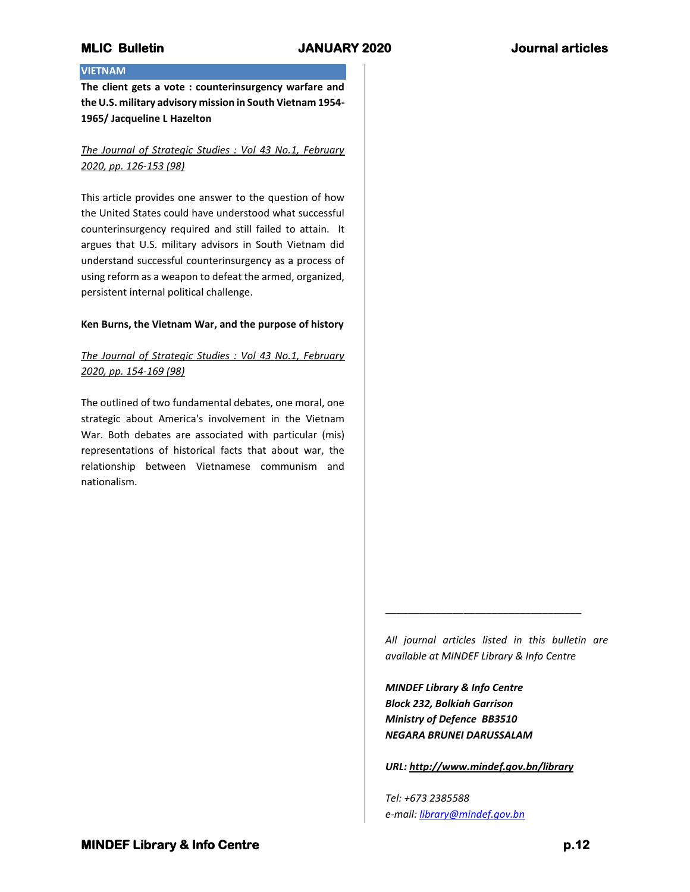## VIETNAM

**The client gets a vote : counterinsurgency warfare and the U.S. military advisory mission in South Vietnam 1954-1965/ Jacqueline L Hazelton**

*The Journal of Strategic Studies : Vol 43 No.1, February 2020, pp. 126-153 (98)*

This article provides one answer to the question of how the United States could have understood what successful counterinsurgency required and still failed to attain. It argues that U.S. military advisors in South Vietnam did understand successful counterinsurgency as a process of using reform as a weapon to defeat the armed, organized, persistent internal political challenge.

**Ken Burns, the Vietnam War, and the purpose of history**

*The Journal of Strategic Studies : Vol 43 No.1, February 2020, pp. 154-169 (98)*

The outlined of two fundamental debates, one moral, one strategic about America's involvement in the Vietnam War. Both debates are associated with particular (mis) representations of historical facts that about war, the relationship between Vietnamese communism and nationalism.

---

*All journal articles listed in this bulletin are available at MINDEF Library & Info Centre*

***MINDEF Library & Info Centre***
***Block 232, Bolkiah Garrison***
***Ministry of Defence BB3510***
***NEGARA BRUNEI DARUSSALAM***

***URL: http://www.mindef.gov.bn/library***

*Tel: +673 2385588*
*e-mail: library@mindef.gov.bn*